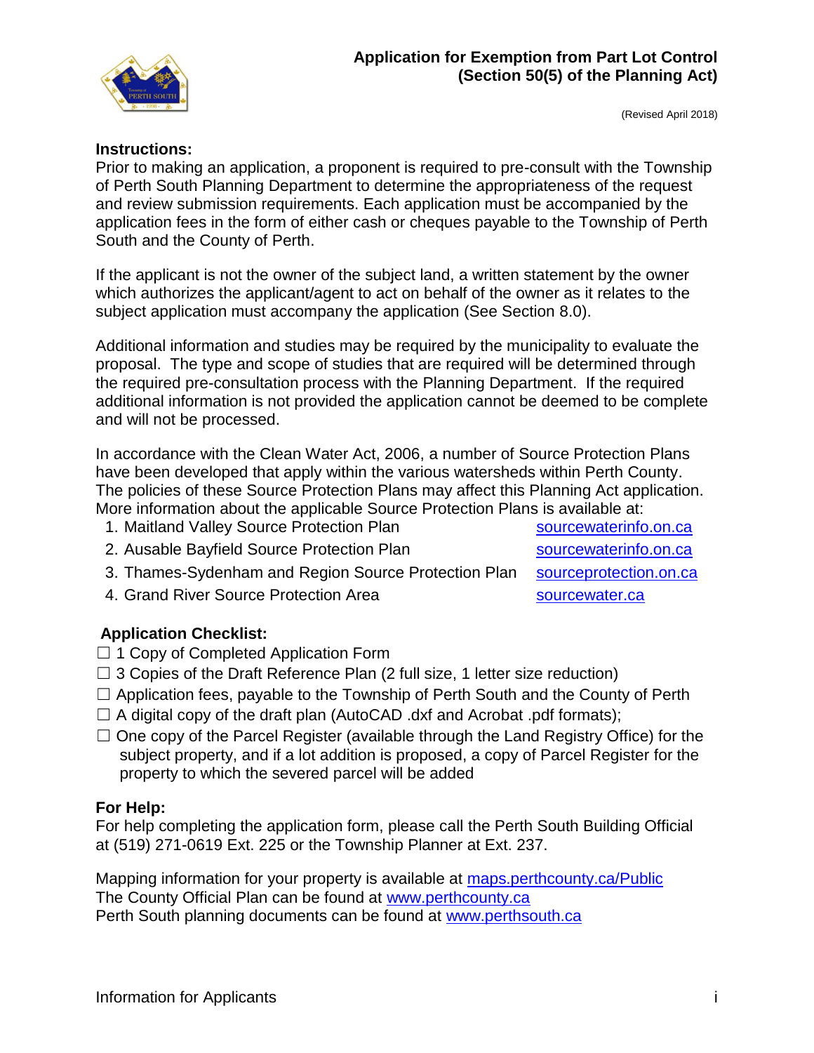# Application for Exemption from Part Lot Control (Section 50(5) of the Planning Act)

(Revised April 2018)

**Instructions:**

Prior to making an application, a proponent is required to pre-consult with the Township of Perth South Planning Department to determine the appropriateness of the request and review submission requirements. Each application must be accompanied by the application fees in the form of either cash or cheques payable to the Township of Perth South and the County of Perth.

If the applicant is not the owner of the subject land, a written statement by the owner which authorizes the applicant/agent to act on behalf of the owner as it relates to the subject application must accompany the application (See Section 8.0).

Additional information and studies may be required by the municipality to evaluate the proposal. The type and scope of studies that are required will be determined through the required pre-consultation process with the Planning Department. If the required additional information is not provided the application cannot be deemed to be complete and will not be processed.

In accordance with the Clean Water Act, 2006, a number of Source Protection Plans have been developed that apply within the various watersheds within Perth County. The policies of these Source Protection Plans may affect this Planning Act application. More information about the applicable Source Protection Plans is available at:

1. Maitland Valley Source Protection Plan — sourcewaterinfo.on.ca
2. Ausable Bayfield Source Protection Plan — sourcewaterinfo.on.ca
3. Thames-Sydenham and Region Source Protection Plan — sourceprotection.on.ca
4. Grand River Source Protection Area — sourcewater.ca

**Application Checklist:**

- ☐ 1 Copy of Completed Application Form
- ☐ 3 Copies of the Draft Reference Plan (2 full size, 1 letter size reduction)
- ☐ Application fees, payable to the Township of Perth South and the County of Perth
- ☐ A digital copy of the draft plan (AutoCAD .dxf and Acrobat .pdf formats);
- ☐ One copy of the Parcel Register (available through the Land Registry Office) for the subject property, and if a lot addition is proposed, a copy of Parcel Register for the property to which the severed parcel will be added

**For Help:**

For help completing the application form, please call the Perth South Building Official at (519) 271-0619 Ext. 225 or the Township Planner at Ext. 237.

Mapping information for your property is available at maps.perthcounty.ca/Public
The County Official Plan can be found at www.perthcounty.ca
Perth South planning documents can be found at www.perthsouth.ca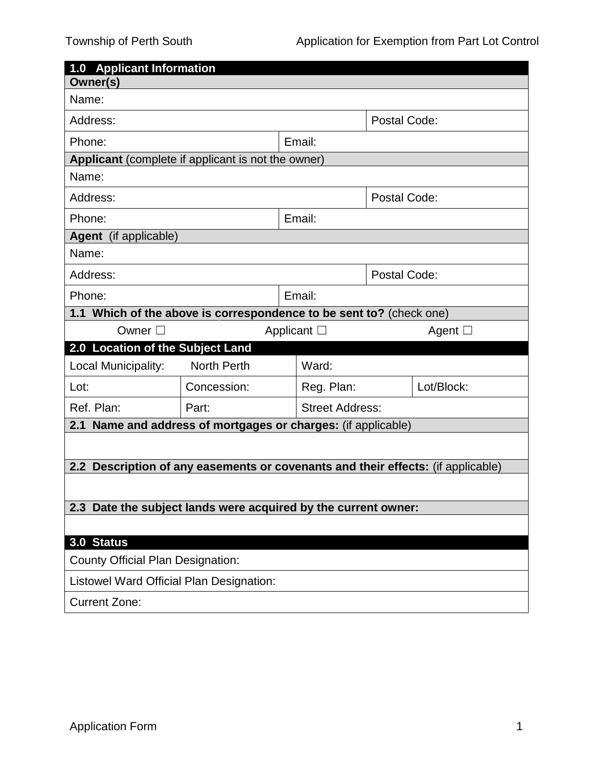## 1.0 Applicant Information

**Owner(s)**

| Name: | | |
|---|---|---|
| Address: | | Postal Code: |
| Phone: | Email: | |

**Applicant** (complete if applicant is not the owner)

| Name: | | |
|---|---|---|
| Address: | | Postal Code: |
| Phone: | Email: | |

**Agent** (if applicable)

| Name: | | |
|---|---|---|
| Address: | | Postal Code: |
| Phone: | Email: | |

**1.1 Which of the above is correspondence to be sent to?** (check one)

Owner ☐ Applicant ☐ Agent ☐

## 2.0 Location of the Subject Land

| Local Municipality: | North Perth | Ward: | |
|---|---|---|---|
| Lot: | Concession: | Reg. Plan: | Lot/Block: |
| Ref. Plan: | Part: | Street Address: | |

**2.1 Name and address of mortgages or charges:** (if applicable)

**2.2 Description of any easements or covenants and their effects:** (if applicable)

**2.3 Date the subject lands were acquired by the current owner:**

## 3.0 Status

County Official Plan Designation:

Listowel Ward Official Plan Designation:

Current Zone:

Application Form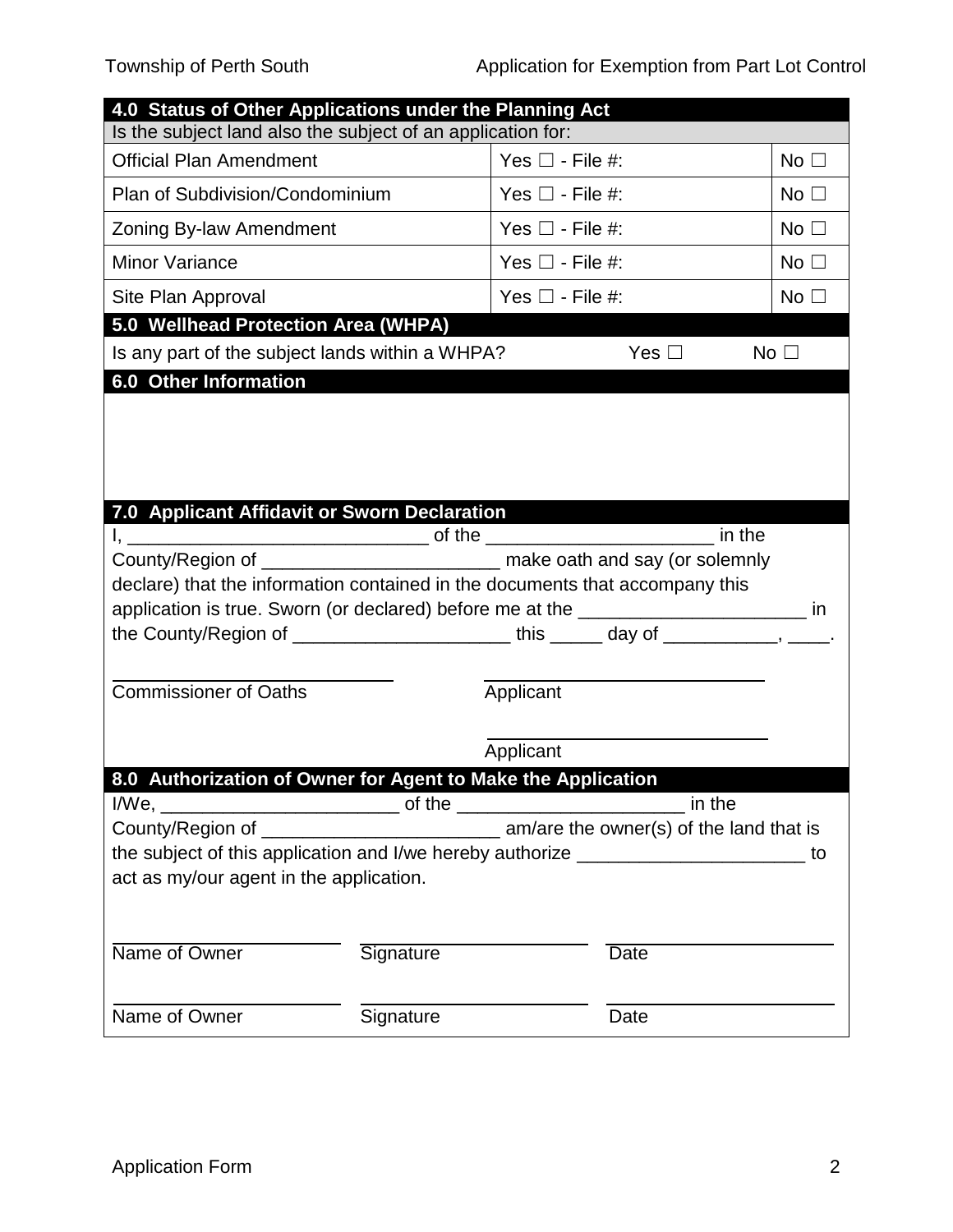## 4.0 Status of Other Applications under the Planning Act

Is the subject land also the subject of an application for:

| Application | Yes | No |
|---|---|---|
| Official Plan Amendment | Yes ☐ - File #: | No ☐ |
| Plan of Subdivision/Condominium | Yes ☐ - File #: | No ☐ |
| Zoning By-law Amendment | Yes ☐ - File #: | No ☐ |
| Minor Variance | Yes ☐ - File #: | No ☐ |
| Site Plan Approval | Yes ☐ - File #: | No ☐ |

## 5.0 Wellhead Protection Area (WHPA)

Is any part of the subject lands within a WHPA? Yes ☐ No ☐

## 6.0 Other Information

## 7.0 Applicant Affidavit or Sworn Declaration

I, ______________________________ of the ______________________ in the County/Region of _______________________ make oath and say (or solemnly declare) that the information contained in the documents that accompany this application is true. Sworn (or declared) before me at the ______________________ in the County/Region of _____________________ this _____ day of ___________, ____.

____________________________ Commissioner of Oaths

____________________________ Applicant

____________________________ Applicant

## 8.0 Authorization of Owner for Agent to Make the Application

I/We, _______________________ of the ______________________ in the County/Region of _______________________ am/are the owner(s) of the land that is the subject of this application and I/we hereby authorize ______________________ to act as my/our agent in the application.

| Name of Owner | Signature | Date |
|---|---|---|
| ______________ | ______________ | ______________ |
| ______________ | ______________ | ______________ |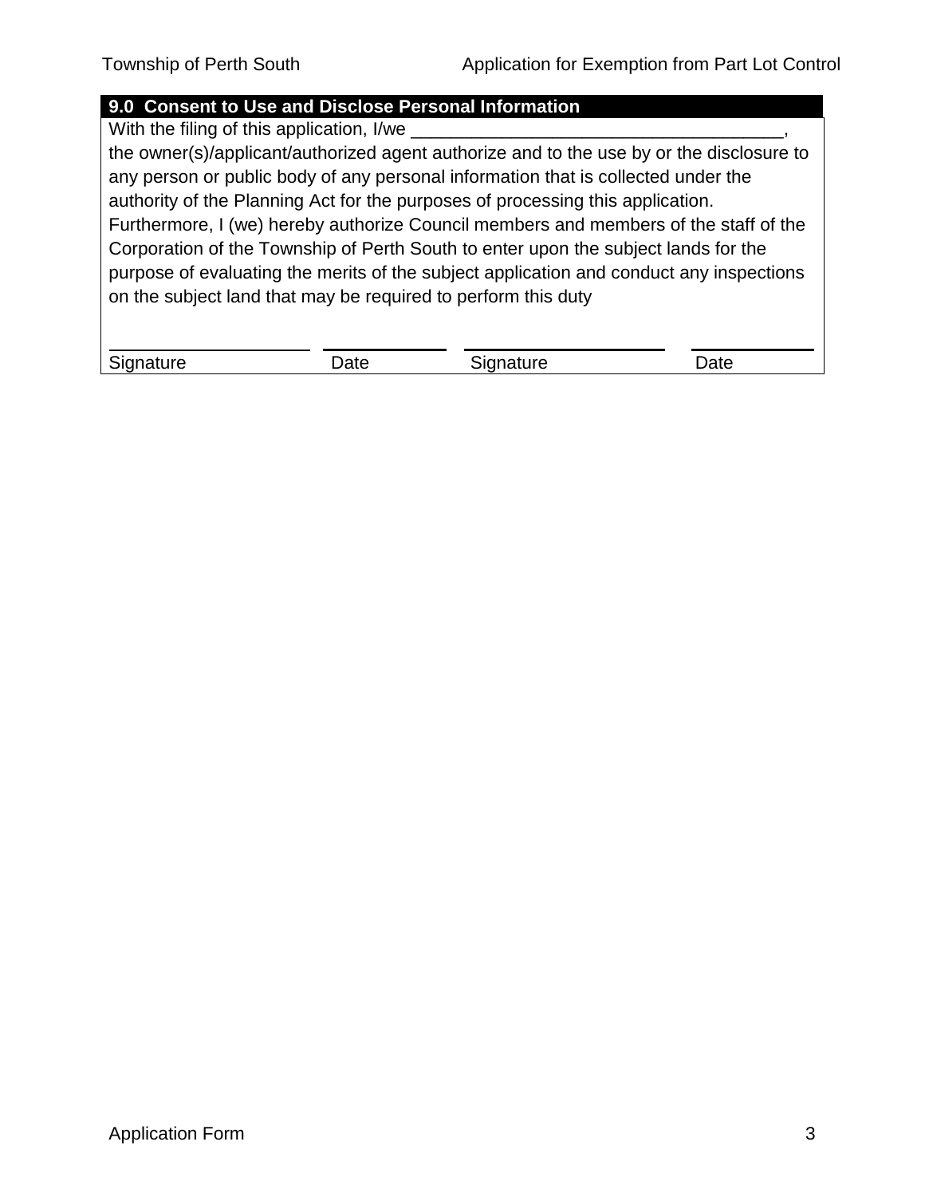## 9.0 Consent to Use and Disclose Personal Information

With the filing of this application, I/we ______________________________________,
the owner(s)/applicant/authorized agent authorize and to the use by or the disclosure to any person or public body of any personal information that is collected under the authority of the Planning Act for the purposes of processing this application. Furthermore, I (we) hereby authorize Council members and members of the staff of the Corporation of the Township of Perth South to enter upon the subject lands for the purpose of evaluating the merits of the subject application and conduct any inspections on the subject land that may be required to perform this duty

| | | | |
|---|---|---|---|
| ____________________ | ____________ | ____________________ | ____________ |
| Signature | Date | Signature | Date |